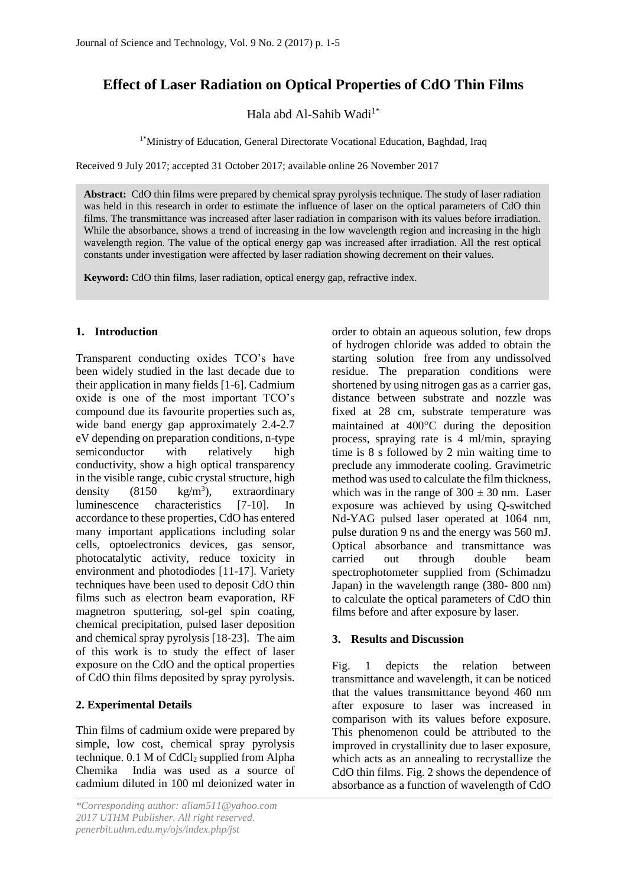# Effect of Laser Radiation on Optical Properties of CdO Thin Films

Hala abd Al-Sahib Wadi[1*]

[1*]Ministry of Education, General Directorate Vocational Education, Baghdad, Iraq

Received 9 July 2017; accepted 31 October 2017; available online 26 November 2017

**Abstract:** CdO thin films were prepared by chemical spray pyrolysis technique. The study of laser radiation was held in this research in order to estimate the influence of laser on the optical parameters of CdO thin films. The transmittance was increased after laser radiation in comparison with its values before irradiation. While the absorbance, shows a trend of increasing in the low wavelength region and increasing in the high wavelength region. The value of the optical energy gap was increased after irradiation. All the rest optical constants under investigation were affected by laser radiation showing decrement on their values.

**Keyword:** CdO thin films, laser radiation, optical energy gap, refractive index.

## 1. Introduction

Transparent conducting oxides TCO's have been widely studied in the last decade due to their application in many fields [1-6]. Cadmium oxide is one of the most important TCO's compound due its favourite properties such as, wide band energy gap approximately 2.4-2.7 eV depending on preparation conditions, n-type semiconductor with relatively high conductivity, show a high optical transparency in the visible range, cubic crystal structure, high density (8150 kg/m$^3$), extraordinary luminescence characteristics [7-10]. In accordance to these properties, CdO has entered many important applications including solar cells, optoelectronics devices, gas sensor, photocatalytic activity, reduce toxicity in environment and photodiodes [11-17]. Variety techniques have been used to deposit CdO thin films such as electron beam evaporation, RF magnetron sputtering, sol-gel spin coating, chemical precipitation, pulsed laser deposition and chemical spray pyrolysis [18-23]. The aim of this work is to study the effect of laser exposure on the CdO and the optical properties of CdO thin films deposited by spray pyrolysis.

## 2. Experimental Details

Thin films of cadmium oxide were prepared by simple, low cost, chemical spray pyrolysis technique. 0.1 M of $CdCl_2$ supplied from Alpha Chemika India was used as a source of cadmium diluted in 100 ml deionized water in order to obtain an aqueous solution, few drops of hydrogen chloride was added to obtain the starting solution free from any undissolved residue. The preparation conditions were shortened by using nitrogen gas as a carrier gas, distance between substrate and nozzle was fixed at 28 cm, substrate temperature was maintained at 400°C during the deposition process, spraying rate is 4 ml/min, spraying time is 8 s followed by 2 min waiting time to preclude any immoderate cooling. Gravimetric method was used to calculate the film thickness, which was in the range of $300 \pm 30$ nm. Laser exposure was achieved by using Q-switched Nd-YAG pulsed laser operated at 1064 nm, pulse duration 9 ns and the energy was 560 mJ. Optical absorbance and transmittance was carried out through double beam spectrophotometer supplied from (Schimadzu Japan) in the wavelength range (380- 800 nm) to calculate the optical parameters of CdO thin films before and after exposure by laser.

## 3. Results and Discussion

Fig. 1 depicts the relation between transmittance and wavelength, it can be noticed that the values transmittance beyond 460 nm after exposure to laser was increased in comparison with its values before exposure. This phenomenon could be attributed to the improved in crystallinity due to laser exposure, which acts as an annealing to recrystallize the CdO thin films. Fig. 2 shows the dependence of absorbance as a function of wavelength of CdO

*\*Corresponding author: aliam511@yahoo.com*
*2017 UTHM Publisher. All right reserved.*
*penerbit.uthm.edu.my/ojs/index.php/jst*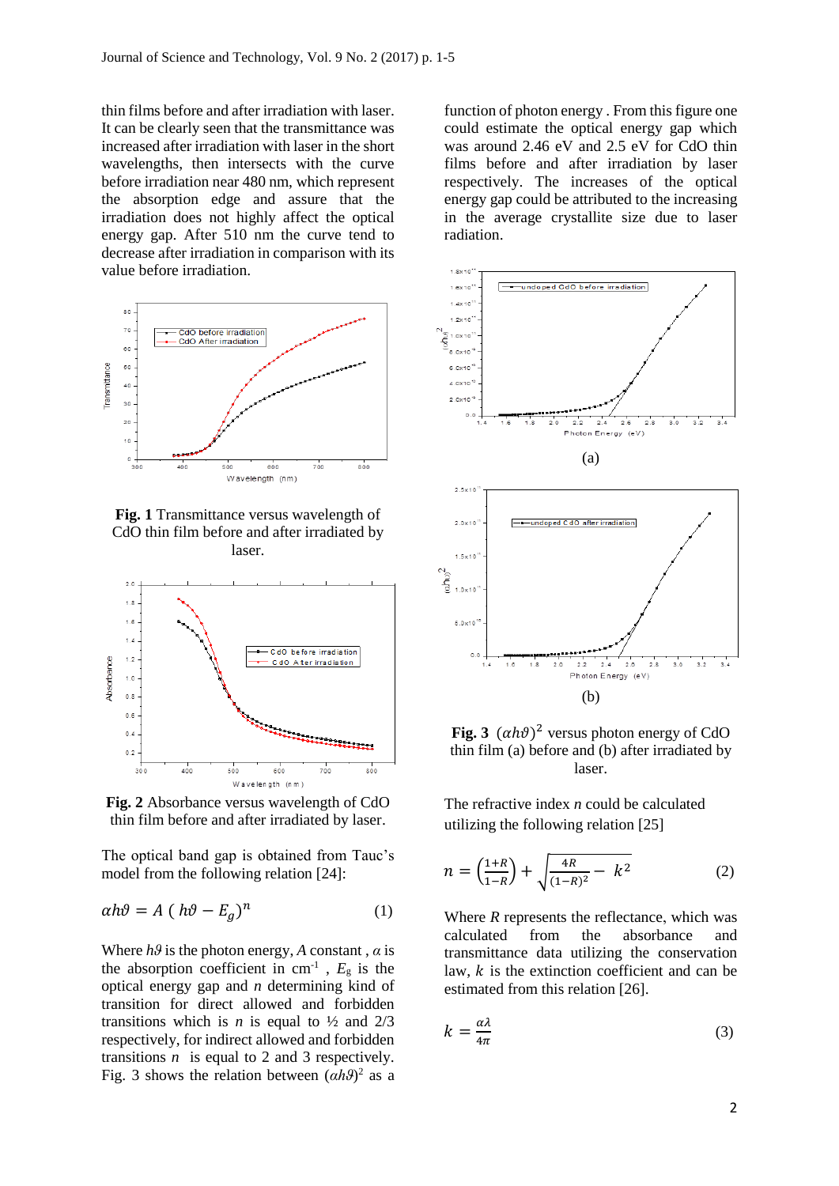thin films before and after irradiation with laser. It can be clearly seen that the transmittance was increased after irradiation with laser in the short wavelengths, then intersects with the curve before irradiation near 480 nm, which represent the absorption edge and assure that the irradiation does not highly affect the optical energy gap. After 510 nm the curve tend to decrease after irradiation in comparison with its value before irradiation.

**Fig. 1** Transmittance versus wavelength of CdO thin film before and after irradiated by laser.

**Fig. 2** Absorbance versus wavelength of CdO thin film before and after irradiated by laser.

The optical band gap is obtained from Tauc's model from the following relation [24]:

$$\alpha h\vartheta = A\,(h\vartheta - E_g)^n \qquad (1)$$

Where $h\vartheta$ is the photon energy, $A$ constant , $\alpha$ is the absorption coefficient in $cm^{-1}$ , $E_g$ is the optical energy gap and $n$ determining kind of transition for direct allowed and forbidden transitions which is $n$ is equal to ½ and 2/3 respectively, for indirect allowed and forbidden transitions $n$ is equal to 2 and 3 respectively. Fig. 3 shows the relation between $(\alpha h\vartheta)^2$ as a function of photon energy . From this figure one could estimate the optical energy gap which was around 2.46 eV and 2.5 eV for CdO thin films before and after irradiation by laser respectively. The increases of the optical energy gap could be attributed to the increasing in the average crystallite size due to laser radiation.

(a)

(b)

**Fig. 3** $(\alpha h\vartheta)^2$ versus photon energy of CdO thin film (a) before and (b) after irradiated by laser.

The refractive index $n$ could be calculated utilizing the following relation [25]

$$n = \left(\frac{1+R}{1-R}\right) + \sqrt{\frac{4R}{(1-R)^2} - k^2} \qquad (2)$$

Where $R$ represents the reflectance, which was calculated from the absorbance and transmittance data utilizing the conservation law, $k$ is the extinction coefficient and can be estimated from this relation [26].

$$k = \frac{\alpha\lambda}{4\pi} \qquad (3)$$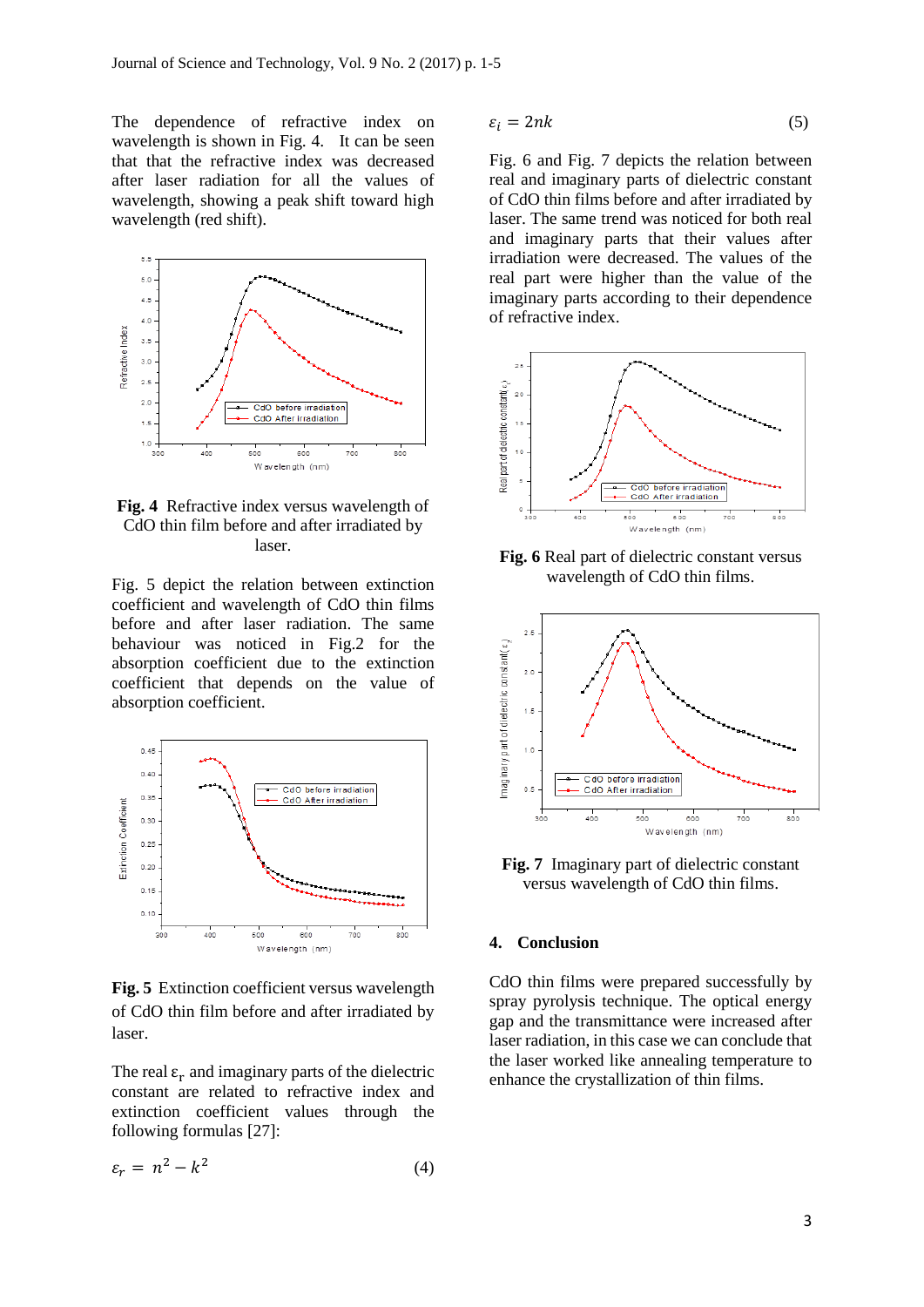The dependence of refractive index on wavelength is shown in Fig. 4. It can be seen that that the refractive index was decreased after laser radiation for all the values of wavelength, showing a peak shift toward high wavelength (red shift).

**Fig. 4** Refractive index versus wavelength of CdO thin film before and after irradiated by laser.

Fig. 5 depict the relation between extinction coefficient and wavelength of CdO thin films before and after laser radiation. The same behaviour was noticed in Fig.2 for the absorption coefficient due to the extinction coefficient that depends on the value of absorption coefficient.

**Fig. 5** Extinction coefficient versus wavelength of CdO thin film before and after irradiated by laser.

The real $\varepsilon_r$ and imaginary parts of the dielectric constant are related to refractive index and extinction coefficient values through the following formulas [27]:

$$\varepsilon_r = n^2 - k^2 \quad (4)$$

$$\varepsilon_i = 2nk \quad (5)$$

Fig. 6 and Fig. 7 depicts the relation between real and imaginary parts of dielectric constant of CdO thin films before and after irradiated by laser. The same trend was noticed for both real and imaginary parts that their values after irradiation were decreased. The values of the real part were higher than the value of the imaginary parts according to their dependence of refractive index.

**Fig. 6** Real part of dielectric constant versus wavelength of CdO thin films.

**Fig. 7** Imaginary part of dielectric constant versus wavelength of CdO thin films.

## 4. Conclusion

CdO thin films were prepared successfully by spray pyrolysis technique. The optical energy gap and the transmittance were increased after laser radiation, in this case we can conclude that the laser worked like annealing temperature to enhance the crystallization of thin films.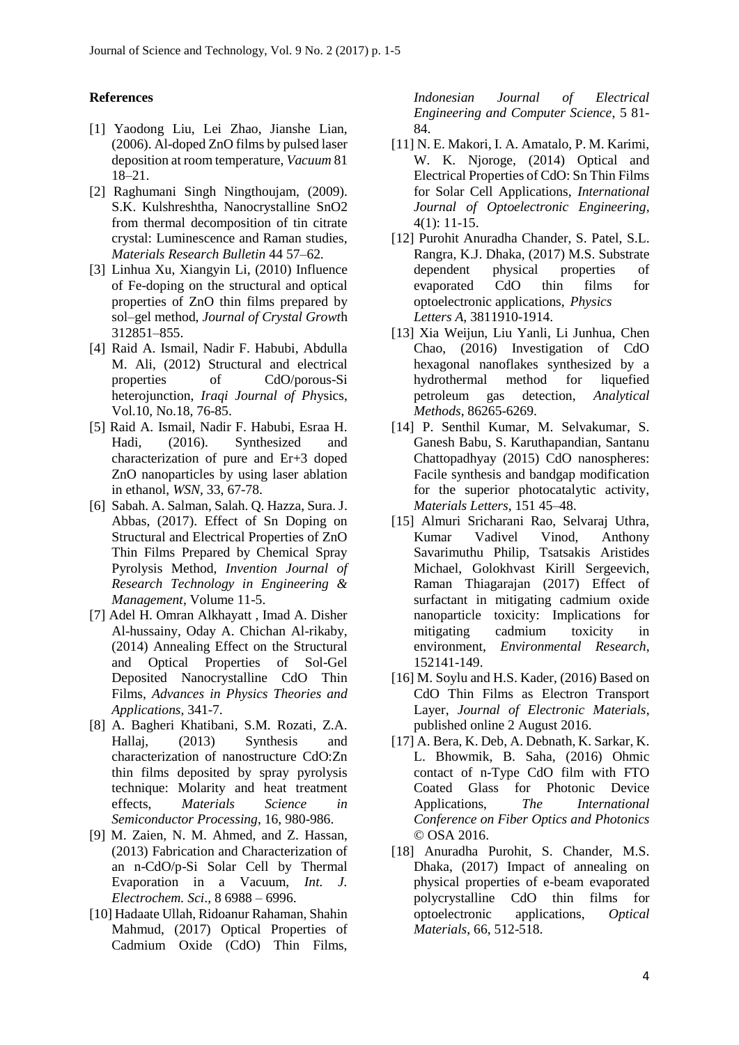## References

[1] Yaodong Liu, Lei Zhao, Jianshe Lian, (2006). Al-doped ZnO films by pulsed laser deposition at room temperature, *Vacuum* 81 18–21.

[2] Raghumani Singh Ningthoujam, (2009). S.K. Kulshreshtha, Nanocrystalline SnO2 from thermal decomposition of tin citrate crystal: Luminescence and Raman studies, *Materials Research Bulletin* 44 57–62.

[3] Linhua Xu, Xiangyin Li, (2010) Influence of Fe-doping on the structural and optical properties of ZnO thin films prepared by sol–gel method, *Journal of Crystal Grow*th 312851–855.

[4] Raid A. Ismail, Nadir F. Habubi, Abdulla M. Ali, (2012) Structural and electrical properties of CdO/porous-Si heterojunction, *Iraqi Journal of Ph*ysics, Vol.10, No.18, 76-85.

[5] Raid A. Ismail, Nadir F. Habubi, Esraa H. Hadi, (2016). Synthesized and characterization of pure and Er+3 doped ZnO nanoparticles by using laser ablation in ethanol, *WSN*, 33, 67-78.

[6] Sabah. A. Salman, Salah. Q. Hazza, Sura. J. Abbas, (2017). Effect of Sn Doping on Structural and Electrical Properties of ZnO Thin Films Prepared by Chemical Spray Pyrolysis Method, *Invention Journal of Research Technology in Engineering & Management*, Volume 11-5.

[7] Adel H. Omran Alkhayatt , Imad A. Disher Al-hussainy, Oday A. Chichan Al-rikaby, (2014) Annealing Effect on the Structural and Optical Properties of Sol-Gel Deposited Nanocrystalline CdO Thin Films, *Advances in Physics Theories and Applications*, 341-7.

[8] A. Bagheri Khatibani, S.M. Rozati, Z.A. Hallaj, (2013) Synthesis and characterization of nanostructure CdO:Zn thin films deposited by spray pyrolysis technique: Molarity and heat treatment effects, *Materials Science in Semiconductor Processing*, 16, 980-986.

[9] M. Zaien, N. M. Ahmed, and Z. Hassan, (2013) Fabrication and Characterization of an n-CdO/p-Si Solar Cell by Thermal Evaporation in a Vacuum, *Int. J. Electrochem. Sci*., 8 6988 – 6996.

[10] Hadaate Ullah, Ridoanur Rahaman, Shahin Mahmud, (2017) Optical Properties of Cadmium Oxide (CdO) Thin Films, *Indonesian Journal of Electrical Engineering and Computer Science*, 5 81-84.

[11] N. E. Makori, I. A. Amatalo, P. M. Karimi, W. K. Njoroge, (2014) Optical and Electrical Properties of CdO: Sn Thin Films for Solar Cell Applications, *International Journal of Optoelectronic Engineering*, 4(1): 11-15.

[12] Purohit Anuradha Chander, S. Patel, S.L. Rangra, K.J. Dhaka, (2017) M.S. Substrate dependent physical properties of evaporated CdO thin films for optoelectronic applications, *Physics Letters A*, 3811910-1914.

[13] Xia Weijun, Liu Yanli, Li Junhua, Chen Chao, (2016) Investigation of CdO hexagonal nanoflakes synthesized by a hydrothermal method for liquefied petroleum gas detection, *Analytical Methods*, 86265-6269.

[14] P. Senthil Kumar, M. Selvakumar, S. Ganesh Babu, S. Karuthapandian, Santanu Chattopadhyay (2015) CdO nanospheres: Facile synthesis and bandgap modification for the superior photocatalytic activity, *Materials Letters*, 151 45–48.

[15] Almuri Sricharani Rao, Selvaraj Uthra, Kumar Vadivel Vinod, Anthony Savarimuthu Philip, Tsatsakis Aristides Michael, Golokhvast Kirill Sergeevich, Raman Thiagarajan (2017) Effect of surfactant in mitigating cadmium oxide nanoparticle toxicity: Implications for mitigating cadmium toxicity in environment, *Environmental Research*, 152141-149.

[16] M. Soylu and H.S. Kader, (2016) Based on CdO Thin Films as Electron Transport Layer, *Journal of Electronic Materials*, published online 2 August 2016.

[17] A. Bera, K. Deb, A. Debnath, K. Sarkar, K. L. Bhowmik, B. Saha, (2016) Ohmic contact of n-Type CdO film with FTO Coated Glass for Photonic Device Applications, *The International Conference on Fiber Optics and Photonics* © OSA 2016.

[18] Anuradha Purohit, S. Chander, M.S. Dhaka, (2017) Impact of annealing on physical properties of e-beam evaporated polycrystalline CdO thin films for optoelectronic applications, *Optical Materials*, 66, 512-518.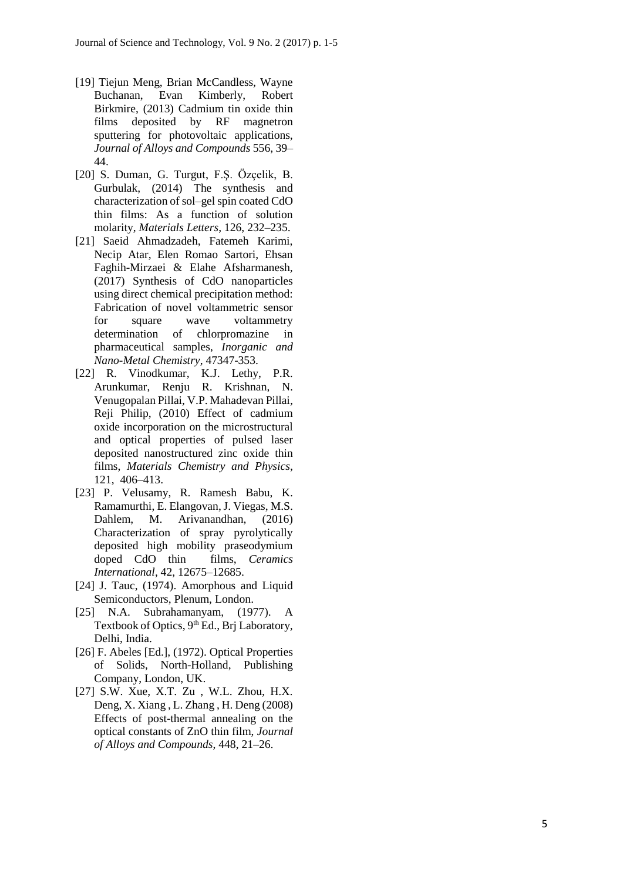[19] Tiejun Meng, Brian McCandless, Wayne Buchanan, Evan Kimberly, Robert Birkmire, (2013) Cadmium tin oxide thin films deposited by RF magnetron sputtering for photovoltaic applications, *Journal of Alloys and Compounds* 556, 39–44.

[20] S. Duman, G. Turgut, F.Ş. Özçelik, B. Gurbulak, (2014) The synthesis and characterization of sol–gel spin coated CdO thin films: As a function of solution molarity, *Materials Letters*, 126, 232–235.

[21] Saeid Ahmadzadeh, Fatemeh Karimi, Necip Atar, Elen Romao Sartori, Ehsan Faghih-Mirzaei & Elahe Afsharmanesh, (2017) Synthesis of CdO nanoparticles using direct chemical precipitation method: Fabrication of novel voltammetric sensor for square wave voltammetry determination of chlorpromazine in pharmaceutical samples, *Inorganic and Nano-Metal Chemistry*, 47347-353.

[22] R. Vinodkumar, K.J. Lethy, P.R. Arunkumar, Renju R. Krishnan, N. Venugopalan Pillai, V.P. Mahadevan Pillai, Reji Philip, (2010) Effect of cadmium oxide incorporation on the microstructural and optical properties of pulsed laser deposited nanostructured zinc oxide thin films, *Materials Chemistry and Physics*, 121, 406–413.

[23] P. Velusamy, R. Ramesh Babu, K. Ramamurthi, E. Elangovan, J. Viegas, M.S. Dahlem, M. Arivanandhan, (2016) Characterization of spray pyrolytically deposited high mobility praseodymium doped CdO thin films, *Ceramics International*, 42, 12675–12685.

[24] J. Tauc, (1974). Amorphous and Liquid Semiconductors, Plenum, London.

[25] N.A. Subrahamanyam, (1977). A Textbook of Optics, 9th Ed., Brj Laboratory, Delhi, India.

[26] F. Abeles [Ed.], (1972). Optical Properties of Solids, North-Holland, Publishing Company, London, UK.

[27] S.W. Xue, X.T. Zu , W.L. Zhou, H.X. Deng, X. Xiang , L. Zhang , H. Deng (2008) Effects of post-thermal annealing on the optical constants of ZnO thin film, *Journal of Alloys and Compounds*, 448, 21–26.